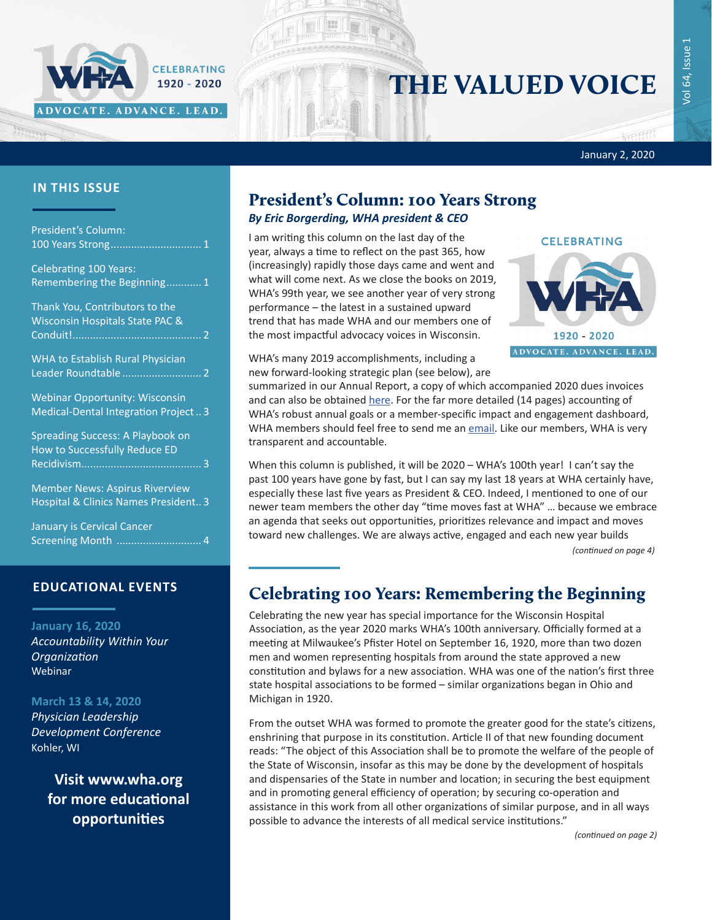# THE VALUED VOICE

January 2, 2020

## IN THIS ISSUE

- President's Column: 100 Years Strong ... 1
- Celebrating 100 Years: Remembering the Beginning ... 1
- Thank You, Contributors to the Wisconsin Hospitals State PAC & Conduit! ... 2
- WHA to Establish Rural Physician Leader Roundtable ... 2
- Webinar Opportunity: Wisconsin Medical-Dental Integration Project ... 3
- Spreading Success: A Playbook on How to Successfully Reduce ED Recidivism ... 3
- Member News: Aspirus Riverview Hospital & Clinics Names President ... 3
- January is Cervical Cancer Screening Month ... 4

## EDUCATIONAL EVENTS

**January 16, 2020**
*Accountability Within Your Organization*
Webinar

**March 13 & 14, 2020**
*Physician Leadership Development Conference*
Kohler, WI

**Visit www.wha.org for more educational opportunities**

## President's Column: 100 Years Strong

***By Eric Borgerding, WHA president & CEO***

I am writing this column on the last day of the year, always a time to reflect on the past 365, how (increasingly) rapidly those days came and went and what will come next. As we close the books on 2019, WHA's 99th year, we see another year of very strong performance – the latest in a sustained upward trend that has made WHA and our members one of the most impactful advocacy voices in Wisconsin.

WHA's many 2019 accomplishments, including a new forward-looking strategic plan (see below), are summarized in our Annual Report, a copy of which accompanied 2020 dues invoices and can also be obtained here. For the far more detailed (14 pages) accounting of WHA's robust annual goals or a member-specific impact and engagement dashboard, WHA members should feel free to send me an email. Like our members, WHA is very transparent and accountable.

When this column is published, it will be 2020 – WHA's 100th year! I can't say the past 100 years have gone by fast, but I can say my last 18 years at WHA certainly have, especially these last five years as President & CEO. Indeed, I mentioned to one of our newer team members the other day "time moves fast at WHA" … because we embrace an agenda that seeks out opportunities, prioritizes relevance and impact and moves toward new challenges. We are always active, engaged and each new year builds

*(continued on page 4)*

## Celebrating 100 Years: Remembering the Beginning

Celebrating the new year has special importance for the Wisconsin Hospital Association, as the year 2020 marks WHA's 100th anniversary. Officially formed at a meeting at Milwaukee's Pfister Hotel on September 16, 1920, more than two dozen men and women representing hospitals from around the state approved a new constitution and bylaws for a new association. WHA was one of the nation's first three state hospital associations to be formed – similar organizations began in Ohio and Michigan in 1920.

From the outset WHA was formed to promote the greater good for the state's citizens, enshrining that purpose in its constitution. Article II of that new founding document reads: "The object of this Association shall be to promote the welfare of the people of the State of Wisconsin, insofar as this may be done by the development of hospitals and dispensaries of the State in number and location; in securing the best equipment and in promoting general efficiency of operation; by securing co-operation and assistance in this work from all other organizations of similar purpose, and in all ways possible to advance the interests of all medical service institutions."

*(continued on page 2)*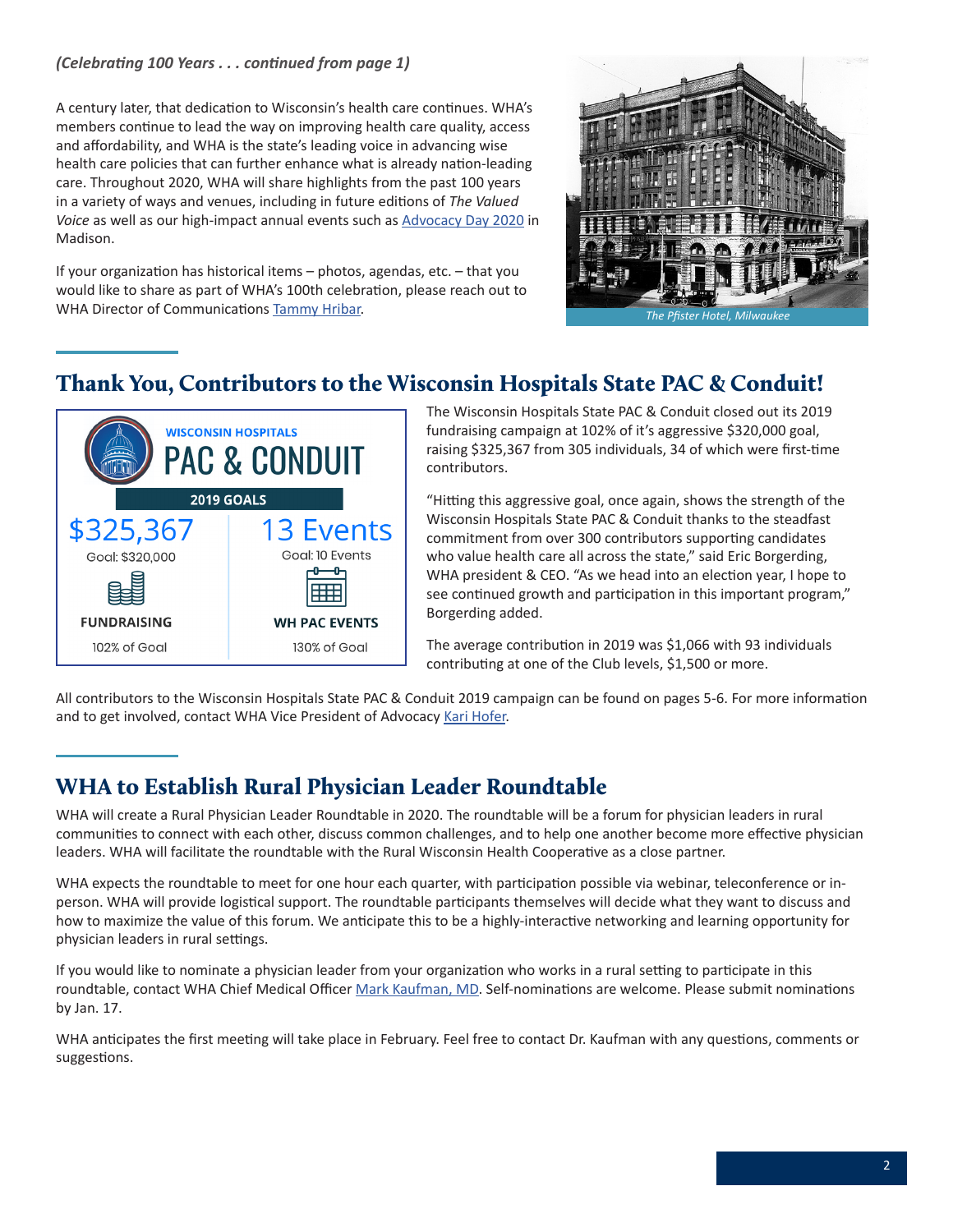*(Celebrating 100 Years . . . continued from page 1)*

A century later, that dedication to Wisconsin's health care continues. WHA's members continue to lead the way on improving health care quality, access and affordability, and WHA is the state's leading voice in advancing wise health care policies that can further enhance what is already nation-leading care. Throughout 2020, WHA will share highlights from the past 100 years in a variety of ways and venues, including in future editions of *The Valued Voice* as well as our high-impact annual events such as Advocacy Day 2020 in Madison.

If your organization has historical items – photos, agendas, etc. – that you would like to share as part of WHA's 100th celebration, please reach out to WHA Director of Communications Tammy Hribar.

*The Pfister Hotel, Milwaukee*

## Thank You, Contributors to the Wisconsin Hospitals State PAC & Conduit!

**WISCONSIN HOSPITALS PAC & CONDUIT**

**2019 GOALS**

| FUNDRAISING | WH PAC EVENTS |
|---|---|
| $325,367 | 13 Events |
| Goal: $320,000 | Goal: 10 Events |
| 102% of Goal | 130% of Goal |

The Wisconsin Hospitals State PAC & Conduit closed out its 2019 fundraising campaign at 102% of it's aggressive $320,000 goal, raising $325,367 from 305 individuals, 34 of which were first-time contributors.

"Hitting this aggressive goal, once again, shows the strength of the Wisconsin Hospitals State PAC & Conduit thanks to the steadfast commitment from over 300 contributors supporting candidates who value health care all across the state," said Eric Borgerding, WHA president & CEO. "As we head into an election year, I hope to see continued growth and participation in this important program," Borgerding added.

The average contribution in 2019 was $1,066 with 93 individuals contributing at one of the Club levels, $1,500 or more.

All contributors to the Wisconsin Hospitals State PAC & Conduit 2019 campaign can be found on pages 5-6. For more information and to get involved, contact WHA Vice President of Advocacy Kari Hofer.

## WHA to Establish Rural Physician Leader Roundtable

WHA will create a Rural Physician Leader Roundtable in 2020. The roundtable will be a forum for physician leaders in rural communities to connect with each other, discuss common challenges, and to help one another become more effective physician leaders. WHA will facilitate the roundtable with the Rural Wisconsin Health Cooperative as a close partner.

WHA expects the roundtable to meet for one hour each quarter, with participation possible via webinar, teleconference or in-person. WHA will provide logistical support. The roundtable participants themselves will decide what they want to discuss and how to maximize the value of this forum. We anticipate this to be a highly-interactive networking and learning opportunity for physician leaders in rural settings.

If you would like to nominate a physician leader from your organization who works in a rural setting to participate in this roundtable, contact WHA Chief Medical Officer Mark Kaufman, MD. Self-nominations are welcome. Please submit nominations by Jan. 17.

WHA anticipates the first meeting will take place in February. Feel free to contact Dr. Kaufman with any questions, comments or suggestions.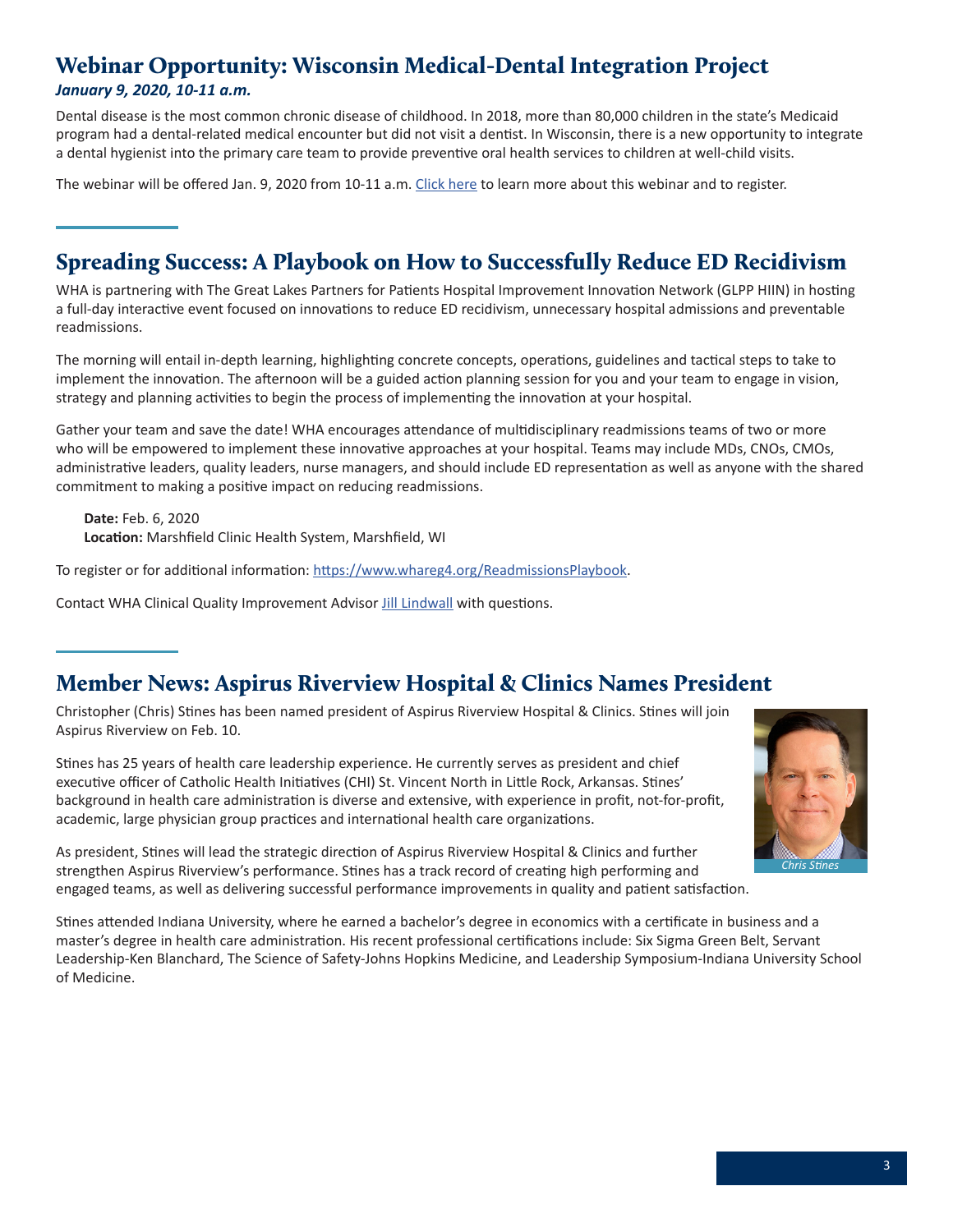## Webinar Opportunity: Wisconsin Medical-Dental Integration Project

***January 9, 2020, 10-11 a.m.***

Dental disease is the most common chronic disease of childhood. In 2018, more than 80,000 children in the state's Medicaid program had a dental-related medical encounter but did not visit a dentist. In Wisconsin, there is a new opportunity to integrate a dental hygienist into the primary care team to provide preventive oral health services to children at well-child visits.

The webinar will be offered Jan. 9, 2020 from 10-11 a.m. Click here to learn more about this webinar and to register.

## Spreading Success: A Playbook on How to Successfully Reduce ED Recidivism

WHA is partnering with The Great Lakes Partners for Patients Hospital Improvement Innovation Network (GLPP HIIN) in hosting a full-day interactive event focused on innovations to reduce ED recidivism, unnecessary hospital admissions and preventable readmissions.

The morning will entail in-depth learning, highlighting concrete concepts, operations, guidelines and tactical steps to take to implement the innovation. The afternoon will be a guided action planning session for you and your team to engage in vision, strategy and planning activities to begin the process of implementing the innovation at your hospital.

Gather your team and save the date! WHA encourages attendance of multidisciplinary readmissions teams of two or more who will be empowered to implement these innovative approaches at your hospital. Teams may include MDs, CNOs, CMOs, administrative leaders, quality leaders, nurse managers, and should include ED representation as well as anyone with the shared commitment to making a positive impact on reducing readmissions.

**Date:** Feb. 6, 2020
**Location:** Marshfield Clinic Health System, Marshfield, WI

To register or for additional information: https://www.whareg4.org/ReadmissionsPlaybook.

Contact WHA Clinical Quality Improvement Advisor Jill Lindwall with questions.

## Member News: Aspirus Riverview Hospital & Clinics Names President

Christopher (Chris) Stines has been named president of Aspirus Riverview Hospital & Clinics. Stines will join Aspirus Riverview on Feb. 10.

Stines has 25 years of health care leadership experience. He currently serves as president and chief executive officer of Catholic Health Initiatives (CHI) St. Vincent North in Little Rock, Arkansas. Stines' background in health care administration is diverse and extensive, with experience in profit, not-for-profit, academic, large physician group practices and international health care organizations.

*Chris Stines*

As president, Stines will lead the strategic direction of Aspirus Riverview Hospital & Clinics and further strengthen Aspirus Riverview's performance. Stines has a track record of creating high performing and engaged teams, as well as delivering successful performance improvements in quality and patient satisfaction.

Stines attended Indiana University, where he earned a bachelor's degree in economics with a certificate in business and a master's degree in health care administration. His recent professional certifications include: Six Sigma Green Belt, Servant Leadership-Ken Blanchard, The Science of Safety-Johns Hopkins Medicine, and Leadership Symposium-Indiana University School of Medicine.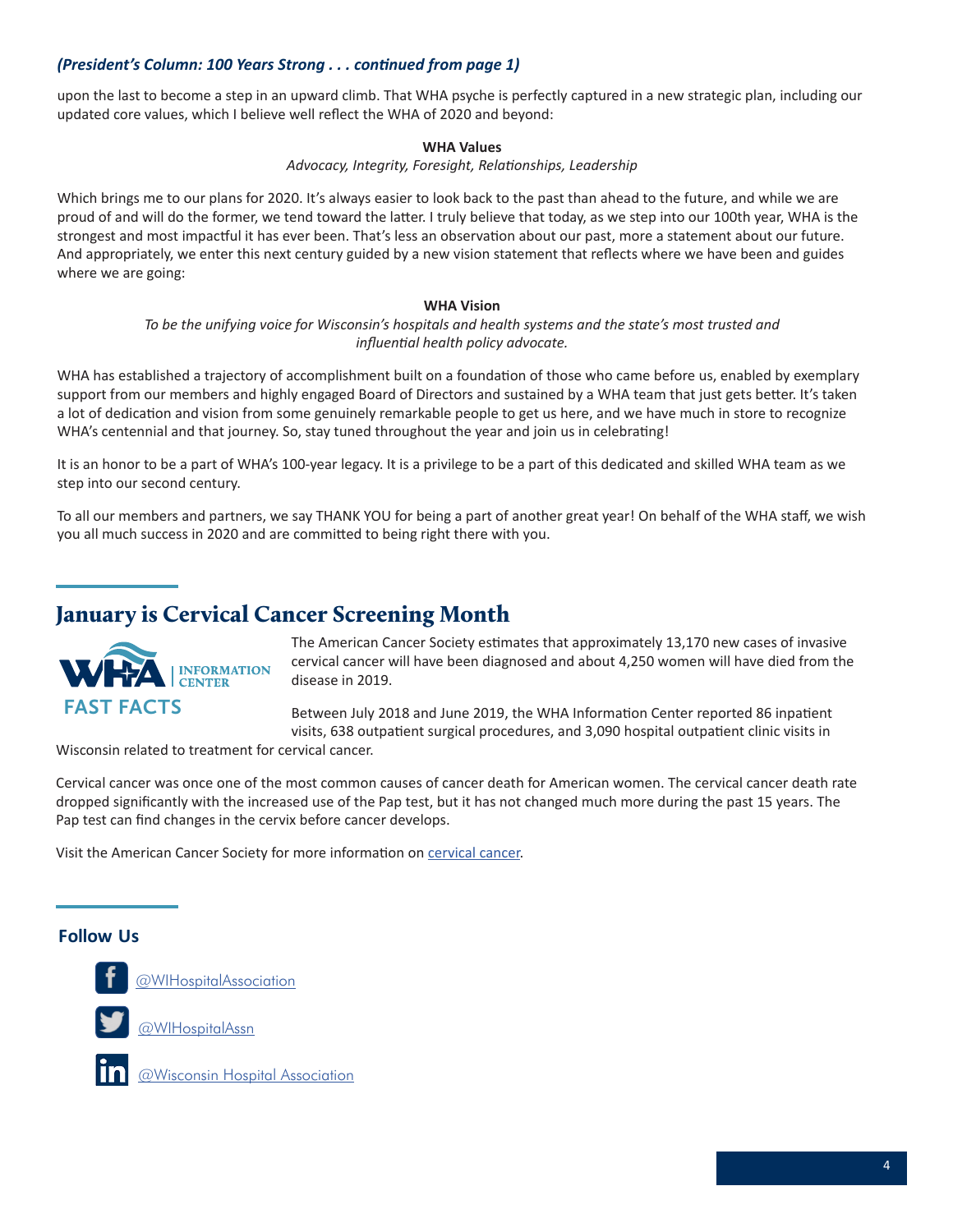*(President's Column: 100 Years Strong . . . continued from page 1)*

upon the last to become a step in an upward climb. That WHA psyche is perfectly captured in a new strategic plan, including our updated core values, which I believe well reflect the WHA of 2020 and beyond:

**WHA Values**

*Advocacy, Integrity, Foresight, Relationships, Leadership*

Which brings me to our plans for 2020. It's always easier to look back to the past than ahead to the future, and while we are proud of and will do the former, we tend toward the latter. I truly believe that today, as we step into our 100th year, WHA is the strongest and most impactful it has ever been. That's less an observation about our past, more a statement about our future. And appropriately, we enter this next century guided by a new vision statement that reflects where we have been and guides where we are going:

**WHA Vision**

*To be the unifying voice for Wisconsin's hospitals and health systems and the state's most trusted and influential health policy advocate.*

WHA has established a trajectory of accomplishment built on a foundation of those who came before us, enabled by exemplary support from our members and highly engaged Board of Directors and sustained by a WHA team that just gets better. It's taken a lot of dedication and vision from some genuinely remarkable people to get us here, and we have much in store to recognize WHA's centennial and that journey. So, stay tuned throughout the year and join us in celebrating!

It is an honor to be a part of WHA's 100-year legacy. It is a privilege to be a part of this dedicated and skilled WHA team as we step into our second century.

To all our members and partners, we say THANK YOU for being a part of another great year! On behalf of the WHA staff, we wish you all much success in 2020 and are committed to being right there with you.

## January is Cervical Cancer Screening Month

WHA | INFORMATION CENTER

**FAST FACTS**

The American Cancer Society estimates that approximately 13,170 new cases of invasive cervical cancer will have been diagnosed and about 4,250 women will have died from the disease in 2019.

Between July 2018 and June 2019, the WHA Information Center reported 86 inpatient visits, 638 outpatient surgical procedures, and 3,090 hospital outpatient clinic visits in Wisconsin related to treatment for cervical cancer.

Cervical cancer was once one of the most common causes of cancer death for American women. The cervical cancer death rate dropped significantly with the increased use of the Pap test, but it has not changed much more during the past 15 years. The Pap test can find changes in the cervix before cancer develops.

Visit the American Cancer Society for more information on cervical cancer.

### Follow Us

@WIHospitalAssociation

@WIHospitalAssn

@Wisconsin Hospital Association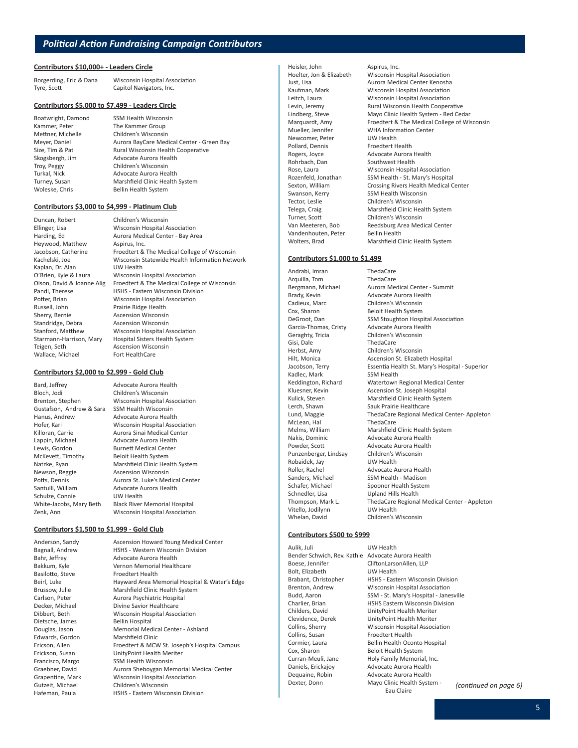## Political Action Fundraising Campaign Contributors

### Contributors $10,000+ - Leaders Circle

| | |
|---|---|
| Borgerding, Eric & Dana | Wisconsin Hospital Association |
| Tyre, Scott | Capitol Navigators, Inc. |

### Contributors $5,000 to $7,499 - Leaders Circle

| | |
|---|---|
| Boatwright, Damond | SSM Health Wisconsin |
| Kammer, Peter | The Kammer Group |
| Mettner, Michelle | Children's Wisconsin |
| Meyer, Daniel | Aurora BayCare Medical Center - Green Bay |
| Size, Tim & Pat | Rural Wisconsin Health Cooperative |
| Skogsbergh, Jim | Advocate Aurora Health |
| Troy, Peggy | Children's Wisconsin |
| Turkal, Nick | Advocate Aurora Health |
| Turney, Susan | Marshfield Clinic Health System |
| Woleske, Chris | Bellin Health System |

### Contributors $3,000 to $4,999 - Platinum Club

| | |
|---|---|
| Duncan, Robert | Children's Wisconsin |
| Ellinger, Lisa | Wisconsin Hospital Association |
| Harding, Ed | Aurora Medical Center - Bay Area |
| Heywood, Matthew | Aspirus, Inc. |
| Jacobson, Catherine | Froedtert & The Medical College of Wisconsin |
| Kachelski, Joe | Wisconsin Statewide Health Information Network |
| Kaplan, Dr. Alan | UW Health |
| O'Brien, Kyle & Laura | Wisconsin Hospital Association |
| Olson, David & Joanne Alig | Froedtert & The Medical College of Wisconsin |
| Pandl, Therese | HSHS - Eastern Wisconsin Division |
| Potter, Brian | Wisconsin Hospital Association |
| Russell, John | Prairie Ridge Health |
| Sherry, Bernie | Ascension Wisconsin |
| Standridge, Debra | Ascension Wisconsin |
| Stanford, Matthew | Wisconsin Hospital Association |
| Starmann-Harrison, Mary | Hospital Sisters Health System |
| Teigen, Seth | Ascension Wisconsin |
| Wallace, Michael | Fort HealthCare |

### Contributors $2,000 to $2,999 - Gold Club

| | |
|---|---|
| Bard, Jeffrey | Advocate Aurora Health |
| Bloch, Jodi | Children's Wisconsin |
| Brenton, Stephen | Wisconsin Hospital Association |
| Gustafson, Andrew & Sara | SSM Health Wisconsin |
| Hanus, Andrew | Advocate Aurora Health |
| Hofer, Kari | Wisconsin Hospital Association |
| Killoran, Carrie | Aurora Sinai Medical Center |
| Lappin, Michael | Advocate Aurora Health |
| Lewis, Gordon | Burnett Medical Center |
| McKevett, Timothy | Beloit Health System |
| Natzke, Ryan | Marshfield Clinic Health System |
| Newson, Reggie | Ascension Wisconsin |
| Potts, Dennis | Aurora St. Luke's Medical Center |
| Santulli, William | Advocate Aurora Health |
| Schulze, Connie | UW Health |
| White-Jacobs, Mary Beth | Black River Memorial Hospital |
| Zenk, Ann | Wisconsin Hospital Association |

### Contributors $1,500 to $1,999 - Gold Club

| | |
|---|---|
| Anderson, Sandy | Ascension Howard Young Medical Center |
| Bagnall, Andrew | HSHS - Western Wisconsin Division |
| Bahr, Jeffrey | Advocate Aurora Health |
| Bakkum, Kyle | Vernon Memorial Healthcare |
| Basilotto, Steve | Froedtert Health |
| Beirl, Luke | Hayward Area Memorial Hospital & Water's Edge |
| Brussow, Julie | Marshfield Clinic Health System |
| Carlson, Peter | Aurora Psychiatric Hospital |
| Decker, Michael | Divine Savior Healthcare |
| Dibbert, Beth | Wisconsin Hospital Association |
| Dietsche, James | Bellin Hospital |
| Douglas, Jason | Memorial Medical Center - Ashland |
| Edwards, Gordon | Marshfield Clinic |
| Ericson, Allen | Froedtert & MCW St. Joseph's Hospital Campus |
| Erickson, Susan | UnityPoint Health Meriter |
| Francisco, Margo | SSM Health Wisconsin |
| Graebner, David | Aurora Sheboygan Memorial Medical Center |
| Grapentine, Mark | Wisconsin Hospital Association |
| Gutzeit, Michael | Children's Wisconsin |
| Hafeman, Paula | HSHS - Eastern Wisconsin Division |
| Heisler, John | Aspirus, Inc. |
| Hoelter, Jon & Elizabeth | Wisconsin Hospital Association |
| Just, Lisa | Aurora Medical Center Kenosha |
| Kaufman, Mark | Wisconsin Hospital Association |
| Leitch, Laura | Wisconsin Hospital Association |
| Levin, Jeremy | Rural Wisconsin Health Cooperative |
| Lindberg, Steve | Mayo Clinic Health System - Red Cedar |
| Marquardt, Amy | Froedtert & The Medical College of Wisconsin |
| Mueller, Jennifer | WHA Information Center |
| Newcomer, Peter | UW Health |
| Pollard, Dennis | Froedtert Health |
| Rogers, Joyce | Advocate Aurora Health |
| Rohrbach, Dan | Southwest Health |
| Rose, Laura | Wisconsin Hospital Association |
| Rozenfeld, Jonathan | SSM Health - St. Mary's Hospital |
| Sexton, William | Crossing Rivers Health Medical Center |
| Swanson, Kerry | SSM Health Wisconsin |
| Tector, Leslie | Children's Wisconsin |
| Telega, Craig | Marshfield Clinic Health System |
| Turner, Scott | Children's Wisconsin |
| Van Meeteren, Bob | Reedsburg Area Medical Center |
| Vandenhouten, Peter | Bellin Health |
| Wolters, Brad | Marshfield Clinic Health System |

### Contributors $1,000 to $1,499

| | |
|---|---|
| Andrabi, Imran | ThedaCare |
| Arquilla, Tom | ThedaCare |
| Bergmann, Michael | Aurora Medical Center - Summit |
| Brady, Kevin | Advocate Aurora Health |
| Cadieux, Marc | Children's Wisconsin |
| Cox, Sharon | Beloit Health System |
| DeGroot, Dan | SSM Stoughton Hospital Association |
| Garcia-Thomas, Cristy | Advocate Aurora Health |
| Geraghty, Tricia | Children's Wisconsin |
| Gisi, Dale | ThedaCare |
| Herbst, Amy | Children's Wisconsin |
| Hilt, Monica | Ascension St. Elizabeth Hospital |
| Jacobson, Terry | Essentia Health St. Mary's Hospital - Superior |
| Kadlec, Mark | SSM Health |
| Keddington, Richard | Watertown Regional Medical Center |
| Kluesner, Kevin | Ascension St. Joseph Hospital |
| Kulick, Steven | Marshfield Clinic Health System |
| Lerch, Shawn | Sauk Prairie Healthcare |
| Lund, Maggie | ThedaCare Regional Medical Center- Appleton |
| McLean, Hal | ThedaCare |
| Melms, William | Marshfield Clinic Health System |
| Nakis, Dominic | Advocate Aurora Health |
| Powder, Scott | Advocate Aurora Health |
| Punzenberger, Lindsay | Children's Wisconsin |
| Robaidek, Jay | UW Health |
| Roller, Rachel | Advocate Aurora Health |
| Sanders, Michael | SSM Health - Madison |
| Schafer, Michael | Spooner Health System |
| Schnedler, Lisa | Upland Hills Health |
| Thompson, Mark L. | ThedaCare Regional Medical Center - Appleton |
| Vitello, Jodilynn | UW Health |
| Whelan, David | Children's Wisconsin |

### Contributors $500 to $999

| | |
|---|---|
| Aulik, Juli | UW Health |
| Bender Schwich, Rev. Kathie | Advocate Aurora Health |
| Boese, Jennifer | CliftonLarsonAllen, LLP |
| Bolt, Elizabeth | UW Health |
| Brabant, Christopher | HSHS - Eastern Wisconsin Division |
| Brenton, Andrew | Wisconsin Hospital Association |
| Budd, Aaron | SSM - St. Mary's Hospital - Janesville |
| Charlier, Brian | HSHS Eastern Wisconsin Division |
| Childers, David | UnityPoint Health Meriter |
| Clevidence, Derek | UnityPoint Health Meriter |
| Collins, Sherry | Wisconsin Hospital Association |
| Collins, Susan | Froedtert Health |
| Cormier, Laura | Bellin Health Oconto Hospital |
| Cox, Sharon | Beloit Health System |
| Curran-Meuli, Jane | Holy Family Memorial, Inc. |
| Daniels, Erickajoy | Advocate Aurora Health |
| Dequaine, Robin | Advocate Aurora Health |
| Dexter, Donn | Mayo Clinic Health System - Eau Claire |

*(continued on page 6)*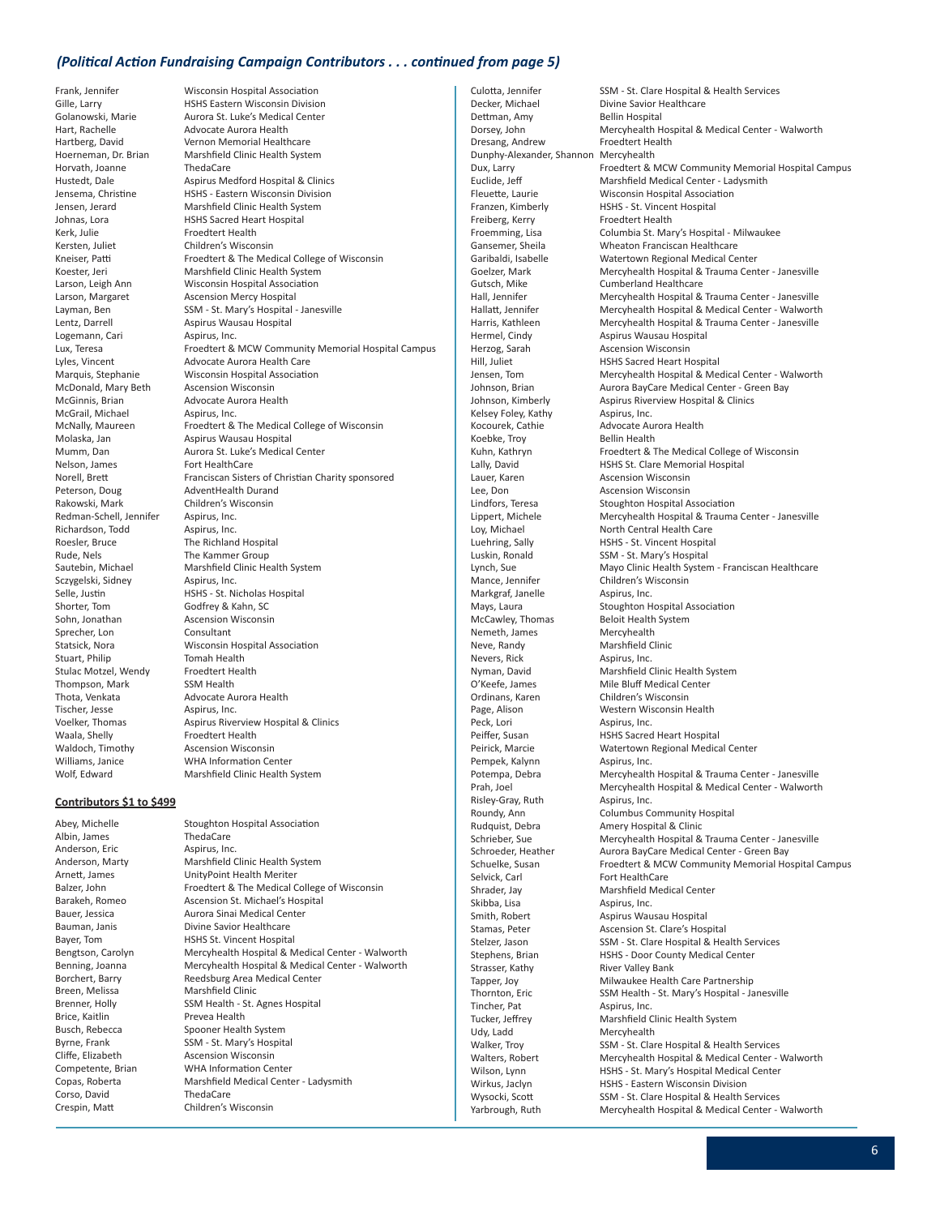*(Political Action Fundraising Campaign Contributors . . . continued from page 5)*

| | |
|---|---|
| Frank, Jennifer | Wisconsin Hospital Association |
| Gille, Larry | HSHS Eastern Wisconsin Division |
| Golanowski, Marie | Aurora St. Luke's Medical Center |
| Hart, Rachelle | Advocate Aurora Health |
| Hartberg, David | Vernon Memorial Healthcare |
| Hoerneman, Dr. Brian | Marshfield Clinic Health System |
| Horvath, Joanne | ThedaCare |
| Hustedt, Dale | Aspirus Medford Hospital & Clinics |
| Jensema, Christine | HSHS - Eastern Wisconsin Division |
| Jensen, Jerard | Marshfield Clinic Health System |
| Johnas, Lora | HSHS Sacred Heart Hospital |
| Kerk, Julie | Froedtert Health |
| Kersten, Juliet | Children's Wisconsin |
| Kneiser, Patti | Froedtert & The Medical College of Wisconsin |
| Koester, Jeri | Marshfield Clinic Health System |
| Larson, Leigh Ann | Wisconsin Hospital Association |
| Larson, Margaret | Ascension Mercy Hospital |
| Layman, Ben | SSM - St. Mary's Hospital - Janesville |
| Lentz, Darrell | Aspirus Wausau Hospital |
| Logemann, Cari | Aspirus, Inc. |
| Lux, Teresa | Froedtert & MCW Community Memorial Hospital Campus |
| Lyles, Vincent | Advocate Aurora Health Care |
| Marquis, Stephanie | Wisconsin Hospital Association |
| McDonald, Mary Beth | Ascension Wisconsin |
| McGinnis, Brian | Advocate Aurora Health |
| McGrail, Michael | Aspirus, Inc. |
| McNally, Maureen | Froedtert & The Medical College of Wisconsin |
| Molaska, Jan | Aspirus Wausau Hospital |
| Mumm, Dan | Aurora St. Luke's Medical Center |
| Nelson, James | Fort HealthCare |
| Norell, Brett | Franciscan Sisters of Christian Charity sponsored |
| Peterson, Doug | AdventHealth Durand |
| Rakowski, Mark | Children's Wisconsin |
| Redman-Schell, Jennifer | Aspirus, Inc. |
| Richardson, Todd | Aspirus, Inc. |
| Roesler, Bruce | The Richland Hospital |
| Rude, Nels | The Kammer Group |
| Sautebin, Michael | Marshfield Clinic Health System |
| Sczygelski, Sidney | Aspirus, Inc. |
| Selle, Justin | HSHS - St. Nicholas Hospital |
| Shorter, Tom | Godfrey & Kahn, SC |
| Sohn, Jonathan | Ascension Wisconsin |
| Sprecher, Lon | Consultant |
| Statsick, Nora | Wisconsin Hospital Association |
| Stuart, Philip | Tomah Health |
| Stulac Motzel, Wendy | Froedtert Health |
| Thompson, Mark | SSM Health |
| Thota, Venkata | Advocate Aurora Health |
| Tischer, Jesse | Aspirus, Inc. |
| Voelker, Thomas | Aspirus Riverview Hospital & Clinics |
| Waala, Shelly | Froedtert Health |
| Waldoch, Timothy | Ascension Wisconsin |
| Williams, Janice | WHA Information Center |
| Wolf, Edward | Marshfield Clinic Health System |

**Contributors $1 to $499**

| | |
|---|---|
| Abey, Michelle | Stoughton Hospital Association |
| Albin, James | ThedaCare |
| Anderson, Eric | Aspirus, Inc. |
| Anderson, Marty | Marshfield Clinic Health System |
| Arnett, James | UnityPoint Health Meriter |
| Balzer, John | Froedtert & The Medical College of Wisconsin |
| Barakeh, Romeo | Ascension St. Michael's Hospital |
| Bauer, Jessica | Aurora Sinai Medical Center |
| Bauman, Janis | Divine Savior Healthcare |
| Bayer, Tom | HSHS St. Vincent Hospital |
| Bengtson, Carolyn | Mercyhealth Hospital & Medical Center - Walworth |
| Benning, Joanna | Mercyhealth Hospital & Medical Center - Walworth |
| Borchert, Barry | Reedsburg Area Medical Center |
| Breen, Melissa | Marshfield Clinic |
| Brenner, Holly | SSM Health - St. Agnes Hospital |
| Brice, Kaitlin | Prevea Health |
| Busch, Rebecca | Spooner Health System |
| Byrne, Frank | SSM - St. Mary's Hospital |
| Cliffe, Elizabeth | Ascension Wisconsin |
| Competente, Brian | WHA Information Center |
| Copas, Roberta | Marshfield Medical Center - Ladysmith |
| Corso, David | ThedaCare |
| Crespin, Matt | Children's Wisconsin |
| Culotta, Jennifer | SSM - St. Clare Hospital & Health Services |
| Decker, Michael | Divine Savior Healthcare |
| Dettman, Amy | Bellin Hospital |
| Dorsey, John | Mercyhealth Hospital & Medical Center - Walworth |
| Dresang, Andrew | Froedtert Health |
| Dunphy-Alexander, Shannon | Mercyhealth |
| Dux, Larry | Froedtert & MCW Community Memorial Hospital Campus |
| Euclide, Jeff | Marshfield Medical Center - Ladysmith |
| Fleuette, Laurie | Wisconsin Hospital Association |
| Franzen, Kimberly | HSHS - St. Vincent Hospital |
| Freiberg, Kerry | Froedtert Health |
| Froemming, Lisa | Columbia St. Mary's Hospital - Milwaukee |
| Gansemer, Sheila | Wheaton Franciscan Healthcare |
| Garibaldi, Isabelle | Watertown Regional Medical Center |
| Goelzer, Mark | Mercyhealth Hospital & Trauma Center - Janesville |
| Gutsch, Mike | Cumberland Healthcare |
| Hall, Jennifer | Mercyhealth Hospital & Trauma Center - Janesville |
| Hallatt, Jennifer | Mercyhealth Hospital & Medical Center - Walworth |
| Harris, Kathleen | Mercyhealth Hospital & Trauma Center - Janesville |
| Hermel, Cindy | Aspirus Wausau Hospital |
| Herzog, Sarah | Ascension Wisconsin |
| Hill, Juliet | HSHS Sacred Heart Hospital |
| Jensen, Tom | Mercyhealth Hospital & Medical Center - Walworth |
| Johnson, Brian | Aurora BayCare Medical Center - Green Bay |
| Johnson, Kimberly | Aspirus Riverview Hospital & Clinics |
| Kelsey Foley, Kathy | Aspirus, Inc. |
| Kocourek, Cathie | Advocate Aurora Health |
| Koebke, Troy | Bellin Health |
| Kuhn, Kathryn | Froedtert & The Medical College of Wisconsin |
| Lally, David | HSHS St. Clare Memorial Hospital |
| Lauer, Karen | Ascension Wisconsin |
| Lee, Don | Ascension Wisconsin |
| Lindfors, Teresa | Stoughton Hospital Association |
| Lippert, Michele | Mercyhealth Hospital & Trauma Center - Janesville |
| Loy, Michael | North Central Health Care |
| Luehring, Sally | HSHS - St. Vincent Hospital |
| Luskin, Ronald | SSM - St. Mary's Hospital |
| Lynch, Sue | Mayo Clinic Health System - Franciscan Healthcare |
| Mance, Jennifer | Children's Wisconsin |
| Markgraf, Janelle | Aspirus, Inc. |
| Mays, Laura | Stoughton Hospital Association |
| McCawley, Thomas | Beloit Health System |
| Nemeth, James | Mercyhealth |
| Neve, Randy | Marshfield Clinic |
| Nevers, Rick | Aspirus, Inc. |
| Nyman, David | Marshfield Clinic Health System |
| O'Keefe, James | Mile Bluff Medical Center |
| Ordinans, Karen | Children's Wisconsin |
| Page, Alison | Western Wisconsin Health |
| Peck, Lori | Aspirus, Inc. |
| Peiffer, Susan | HSHS Sacred Heart Hospital |
| Peirick, Marcie | Watertown Regional Medical Center |
| Pempek, Kalynn | Aspirus, Inc. |
| Potempa, Debra | Mercyhealth Hospital & Trauma Center - Janesville |
| Prah, Joel | Mercyhealth Hospital & Medical Center - Walworth |
| Risley-Gray, Ruth | Aspirus, Inc. |
| Roundy, Ann | Columbus Community Hospital |
| Rudquist, Debra | Amery Hospital & Clinic |
| Schrieber, Sue | Mercyhealth Hospital & Trauma Center - Janesville |
| Schroeder, Heather | Aurora BayCare Medical Center - Green Bay |
| Schuelke, Susan | Froedtert & MCW Community Memorial Hospital Campus |
| Selvick, Carl | Fort HealthCare |
| Shrader, Jay | Marshfield Medical Center |
| Skibba, Lisa | Aspirus, Inc. |
| Smith, Robert | Aspirus Wausau Hospital |
| Stamas, Peter | Ascension St. Clare's Hospital |
| Stelzer, Jason | SSM - St. Clare Hospital & Health Services |
| Stephens, Brian | HSHS - Door County Medical Center |
| Strasser, Kathy | River Valley Bank |
| Tapper, Joy | Milwaukee Health Care Partnership |
| Thornton, Eric | SSM Health - St. Mary's Hospital - Janesville |
| Tincher, Pat | Aspirus, Inc. |
| Tucker, Jeffrey | Marshfield Clinic Health System |
| Udy, Ladd | Mercyhealth |
| Walker, Troy | SSM - St. Clare Hospital & Health Services |
| Walters, Robert | Mercyhealth Hospital & Medical Center - Walworth |
| Wilson, Lynn | HSHS - St. Mary's Hospital Medical Center |
| Wirkus, Jaclyn | HSHS - Eastern Wisconsin Division |
| Wysocki, Scott | SSM - St. Clare Hospital & Health Services |
| Yarbrough, Ruth | Mercyhealth Hospital & Medical Center - Walworth |